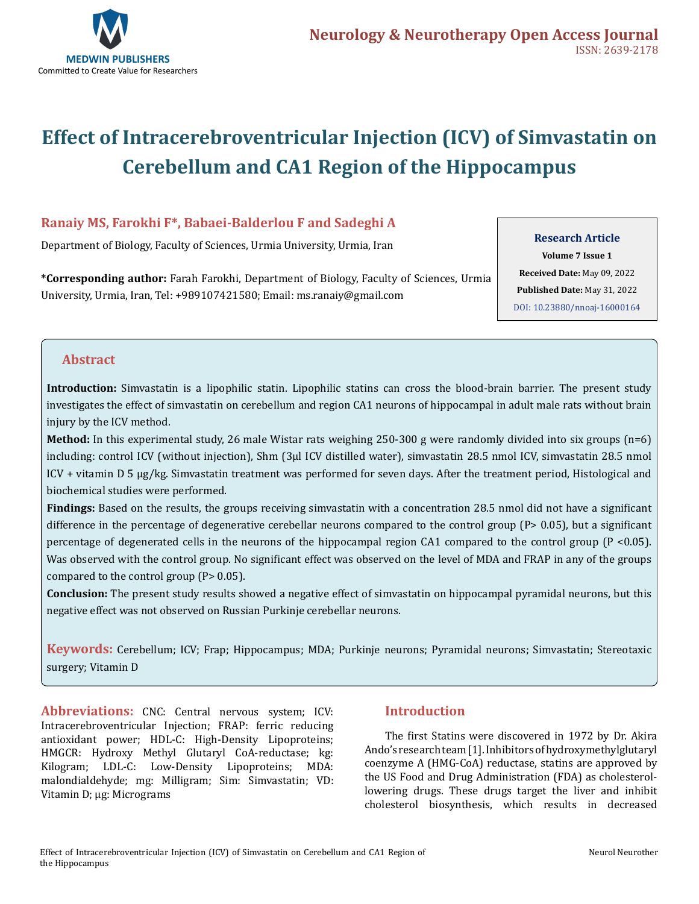Neurology & Neurotherapy Open Access Journal
ISSN: 2639-2178

# Effect of Intracerebroventricular Injection (ICV) of Simvastatin on Cerebellum and CA1 Region of the Hippocampus

**Ranaiy MS, Farokhi F*, Babaei-Balderlou F and Sadeghi A**

Department of Biology, Faculty of Sciences, Urmia University, Urmia, Iran

**\*Corresponding author:** Farah Farokhi, Department of Biology, Faculty of Sciences, Urmia University, Urmia, Iran, Tel: +989107421580; Email: ms.ranaiy@gmail.com

**Research Article**
**Volume 7 Issue 1**
**Received Date:** May 09, 2022
**Published Date:** May 31, 2022
DOI: 10.23880/nnoaj-16000164

## Abstract

**Introduction:** Simvastatin is a lipophilic statin. Lipophilic statins can cross the blood-brain barrier. The present study investigates the effect of simvastatin on cerebellum and region CA1 neurons of hippocampal in adult male rats without brain injury by the ICV method.

**Method:** In this experimental study, 26 male Wistar rats weighing 250-300 g were randomly divided into six groups (n=6) including: control ICV (without injection), Shm (3µl ICV distilled water), simvastatin 28.5 nmol ICV, simvastatin 28.5 nmol ICV + vitamin D 5 µg/kg. Simvastatin treatment was performed for seven days. After the treatment period, Histological and biochemical studies were performed.

**Findings:** Based on the results, the groups receiving simvastatin with a concentration 28.5 nmol did not have a significant difference in the percentage of degenerative cerebellar neurons compared to the control group (P> 0.05), but a significant percentage of degenerated cells in the neurons of the hippocampal region CA1 compared to the control group (P <0.05). Was observed with the control group. No significant effect was observed on the level of MDA and FRAP in any of the groups compared to the control group (P> 0.05).

**Conclusion:** The present study results showed a negative effect of simvastatin on hippocampal pyramidal neurons, but this negative effect was not observed on Russian Purkinje cerebellar neurons.

**Keywords:** Cerebellum; ICV; Frap; Hippocampus; MDA; Purkinje neurons; Pyramidal neurons; Simvastatin; Stereotaxic surgery; Vitamin D

**Abbreviations:** CNC: Central nervous system; ICV: Intracerebroventricular Injection; FRAP: ferric reducing antioxidant power; HDL-C: High-Density Lipoproteins; HMGCR: Hydroxy Methyl Glutaryl CoA-reductase; kg: Kilogram; LDL-C: Low-Density Lipoproteins; MDA: malondialdehyde; mg: Milligram; Sim: Simvastatin; VD: Vitamin D; µg: Micrograms

## Introduction

The first Statins were discovered in 1972 by Dr. Akira Ando's research team [1]. Inhibitors of hydroxymethylglutaryl coenzyme A (HMG-CoA) reductase, statins are approved by the US Food and Drug Administration (FDA) as cholesterol-lowering drugs. These drugs target the liver and inhibit cholesterol biosynthesis, which results in decreased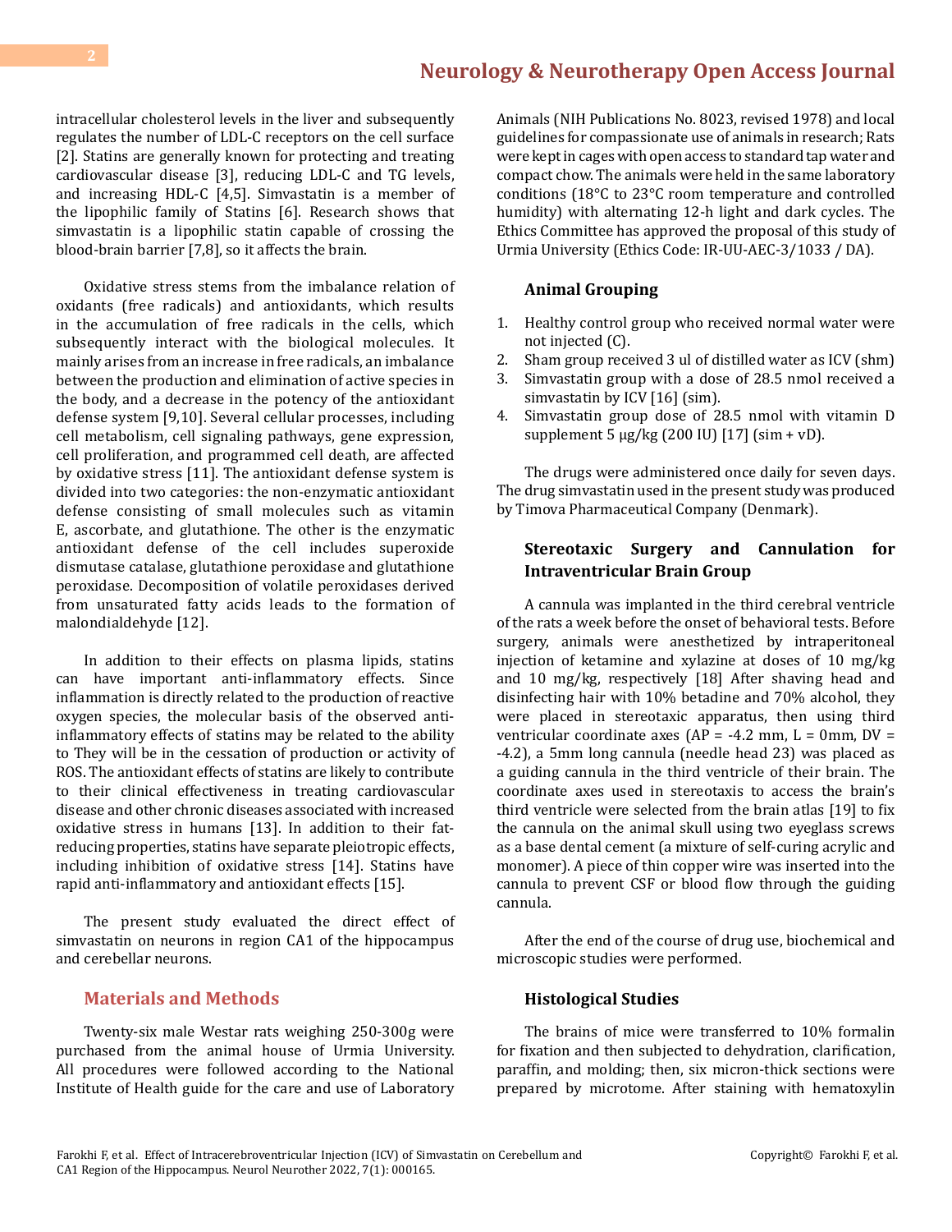intracellular cholesterol levels in the liver and subsequently regulates the number of LDL-C receptors on the cell surface [2]. Statins are generally known for protecting and treating cardiovascular disease [3], reducing LDL-C and TG levels, and increasing HDL-C [4,5]. Simvastatin is a member of the lipophilic family of Statins [6]. Research shows that simvastatin is a lipophilic statin capable of crossing the blood-brain barrier [7,8], so it affects the brain.

Oxidative stress stems from the imbalance relation of oxidants (free radicals) and antioxidants, which results in the accumulation of free radicals in the cells, which subsequently interact with the biological molecules. It mainly arises from an increase in free radicals, an imbalance between the production and elimination of active species in the body, and a decrease in the potency of the antioxidant defense system [9,10]. Several cellular processes, including cell metabolism, cell signaling pathways, gene expression, cell proliferation, and programmed cell death, are affected by oxidative stress [11]. The antioxidant defense system is divided into two categories: the non-enzymatic antioxidant defense consisting of small molecules such as vitamin E, ascorbate, and glutathione. The other is the enzymatic antioxidant defense of the cell includes superoxide dismutase catalase, glutathione peroxidase and glutathione peroxidase. Decomposition of volatile peroxidases derived from unsaturated fatty acids leads to the formation of malondialdehyde [12].

In addition to their effects on plasma lipids, statins can have important anti-inflammatory effects. Since inflammation is directly related to the production of reactive oxygen species, the molecular basis of the observed anti-inflammatory effects of statins may be related to the ability to They will be in the cessation of production or activity of ROS. The antioxidant effects of statins are likely to contribute to their clinical effectiveness in treating cardiovascular disease and other chronic diseases associated with increased oxidative stress in humans [13]. In addition to their fat-reducing properties, statins have separate pleiotropic effects, including inhibition of oxidative stress [14]. Statins have rapid anti-inflammatory and antioxidant effects [15].

The present study evaluated the direct effect of simvastatin on neurons in region CA1 of the hippocampus and cerebellar neurons.

## Materials and Methods

Twenty-six male Westar rats weighing 250-300g were purchased from the animal house of Urmia University. All procedures were followed according to the National Institute of Health guide for the care and use of Laboratory Animals (NIH Publications No. 8023, revised 1978) and local guidelines for compassionate use of animals in research; Rats were kept in cages with open access to standard tap water and compact chow. The animals were held in the same laboratory conditions (18°C to 23°C room temperature and controlled humidity) with alternating 12-h light and dark cycles. The Ethics Committee has approved the proposal of this study of Urmia University (Ethics Code: IR-UU-AEC-3/1033 / DA).

### Animal Grouping

1. Healthy control group who received normal water were not injected (C).
2. Sham group received 3 ul of distilled water as ICV (shm)
3. Simvastatin group with a dose of 28.5 nmol received a simvastatin by ICV [16] (sim).
4. Simvastatin group dose of 28.5 nmol with vitamin D supplement 5 μg/kg (200 IU) [17] (sim + vD).

The drugs were administered once daily for seven days. The drug simvastatin used in the present study was produced by Timova Pharmaceutical Company (Denmark).

### Stereotaxic Surgery and Cannulation for Intraventricular Brain Group

A cannula was implanted in the third cerebral ventricle of the rats a week before the onset of behavioral tests. Before surgery, animals were anesthetized by intraperitoneal injection of ketamine and xylazine at doses of 10 mg/kg and 10 mg/kg, respectively [18] After shaving head and disinfecting hair with 10% betadine and 70% alcohol, they were placed in stereotaxic apparatus, then using third ventricular coordinate axes (AP = -4.2 mm, L = 0mm, DV = -4.2), a 5mm long cannula (needle head 23) was placed as a guiding cannula in the third ventricle of their brain. The coordinate axes used in stereotaxis to access the brain's third ventricle were selected from the brain atlas [19] to fix the cannula on the animal skull using two eyeglass screws as a base dental cement (a mixture of self-curing acrylic and monomer). A piece of thin copper wire was inserted into the cannula to prevent CSF or blood flow through the guiding cannula.

After the end of the course of drug use, biochemical and microscopic studies were performed.

### Histological Studies

The brains of mice were transferred to 10% formalin for fixation and then subjected to dehydration, clarification, paraffin, and molding; then, six micron-thick sections were prepared by microtome. After staining with hematoxylin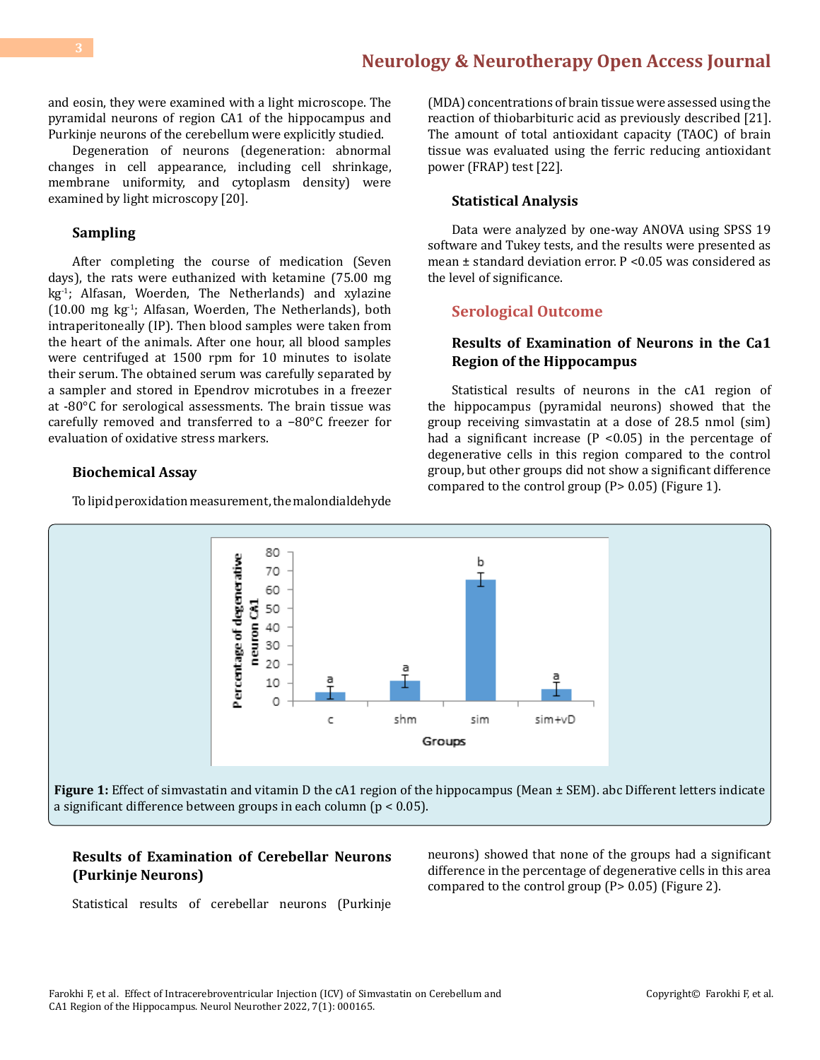and eosin, they were examined with a light microscope. The pyramidal neurons of region CA1 of the hippocampus and Purkinje neurons of the cerebellum were explicitly studied.

Degeneration of neurons (degeneration: abnormal changes in cell appearance, including cell shrinkage, membrane uniformity, and cytoplasm density) were examined by light microscopy [20].

### Sampling

After completing the course of medication (Seven days), the rats were euthanized with ketamine (75.00 mg $kg^{-1}$; Alfasan, Woerden, The Netherlands) and xylazine (10.00 mg $kg^{-1}$; Alfasan, Woerden, The Netherlands), both intraperitoneally (IP). Then blood samples were taken from the heart of the animals. After one hour, all blood samples were centrifuged at 1500 rpm for 10 minutes to isolate their serum. The obtained serum was carefully separated by a sampler and stored in Ependrov microtubes in a freezer at -80°C for serological assessments. The brain tissue was carefully removed and transferred to a −80°C freezer for evaluation of oxidative stress markers.

### Biochemical Assay

To lipid peroxidation measurement, the malondialdehyde (MDA) concentrations of brain tissue were assessed using the reaction of thiobarbituric acid as previously described [21]. The amount of total antioxidant capacity (TAOC) of brain tissue was evaluated using the ferric reducing antioxidant power (FRAP) test [22].

### Statistical Analysis

Data were analyzed by one-way ANOVA using SPSS 19 software and Tukey tests, and the results were presented as mean ± standard deviation error. $P < 0.05$ was considered as the level of significance.

## Serological Outcome

### Results of Examination of Neurons in the Ca1 Region of the Hippocampus

Statistical results of neurons in the cA1 region of the hippocampus (pyramidal neurons) showed that the group receiving simvastatin at a dose of 28.5 nmol (sim) had a significant increase ($P < 0.05$) in the percentage of degenerative cells in this region compared to the control group, but other groups did not show a significant difference compared to the control group ($P > 0.05$) (Figure 1).

**Figure 1:** Effect of simvastatin and vitamin D the cA1 region of the hippocampus (Mean ± SEM). abc Different letters indicate a significant difference between groups in each column ($p < 0.05$).

### Results of Examination of Cerebellar Neurons (Purkinje Neurons)

Statistical results of cerebellar neurons (Purkinje neurons) showed that none of the groups had a significant difference in the percentage of degenerative cells in this area compared to the control group ($P > 0.05$) (Figure 2).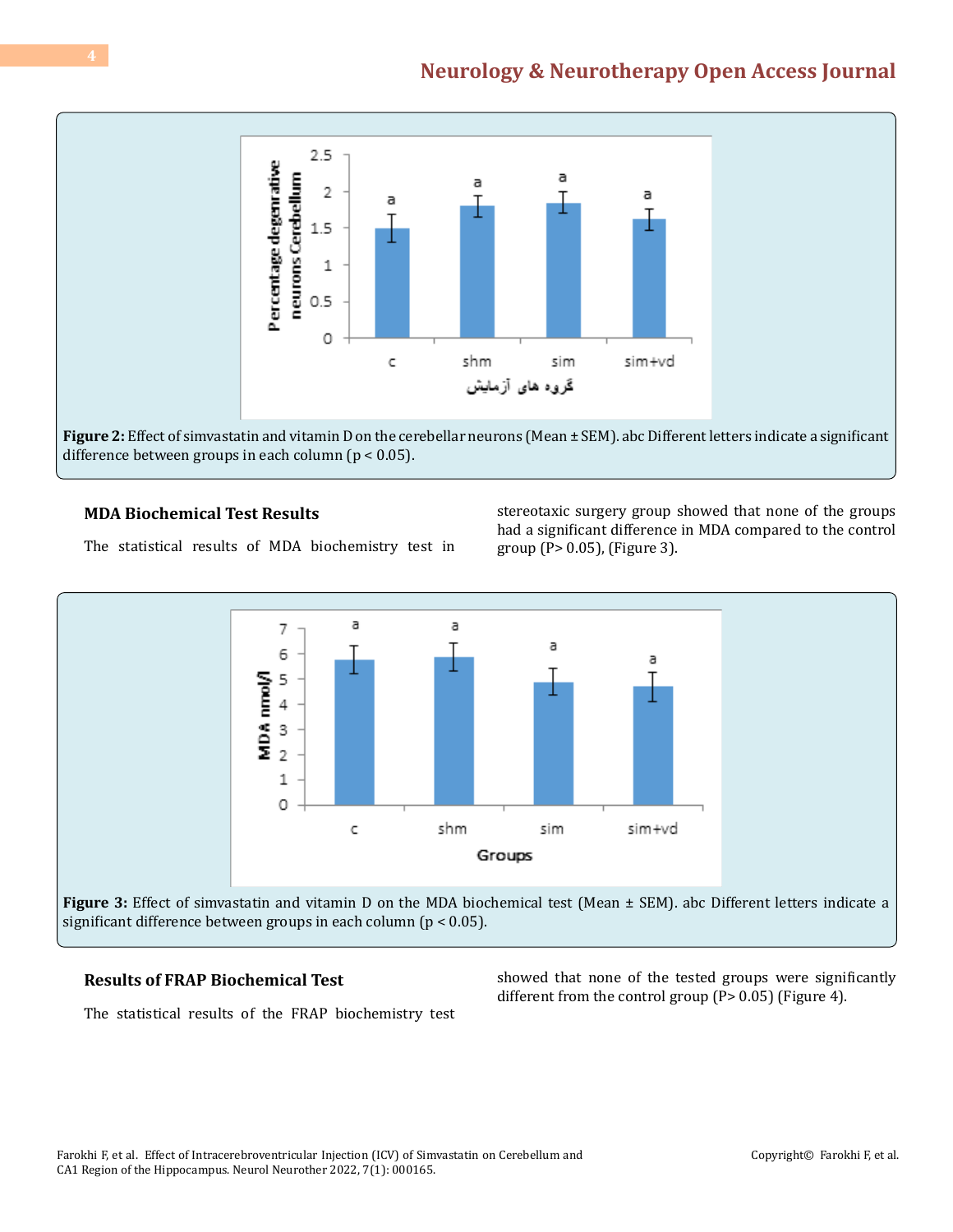Figure 2: Effect of simvastatin and vitamin D on the cerebellar neurons (Mean ± SEM). abc Different letters indicate a significant difference between groups in each column ($p < 0.05$).

### MDA Biochemical Test Results

The statistical results of MDA biochemistry test in stereotaxic surgery group showed that none of the groups had a significant difference in MDA compared to the control group ($P > 0.05$), (Figure 3).

Figure 3: Effect of simvastatin and vitamin D on the MDA biochemical test (Mean ± SEM). abc Different letters indicate a significant difference between groups in each column ($p < 0.05$).

### Results of FRAP Biochemical Test

The statistical results of the FRAP biochemistry test showed that none of the tested groups were significantly different from the control group ($P > 0.05$) (Figure 4).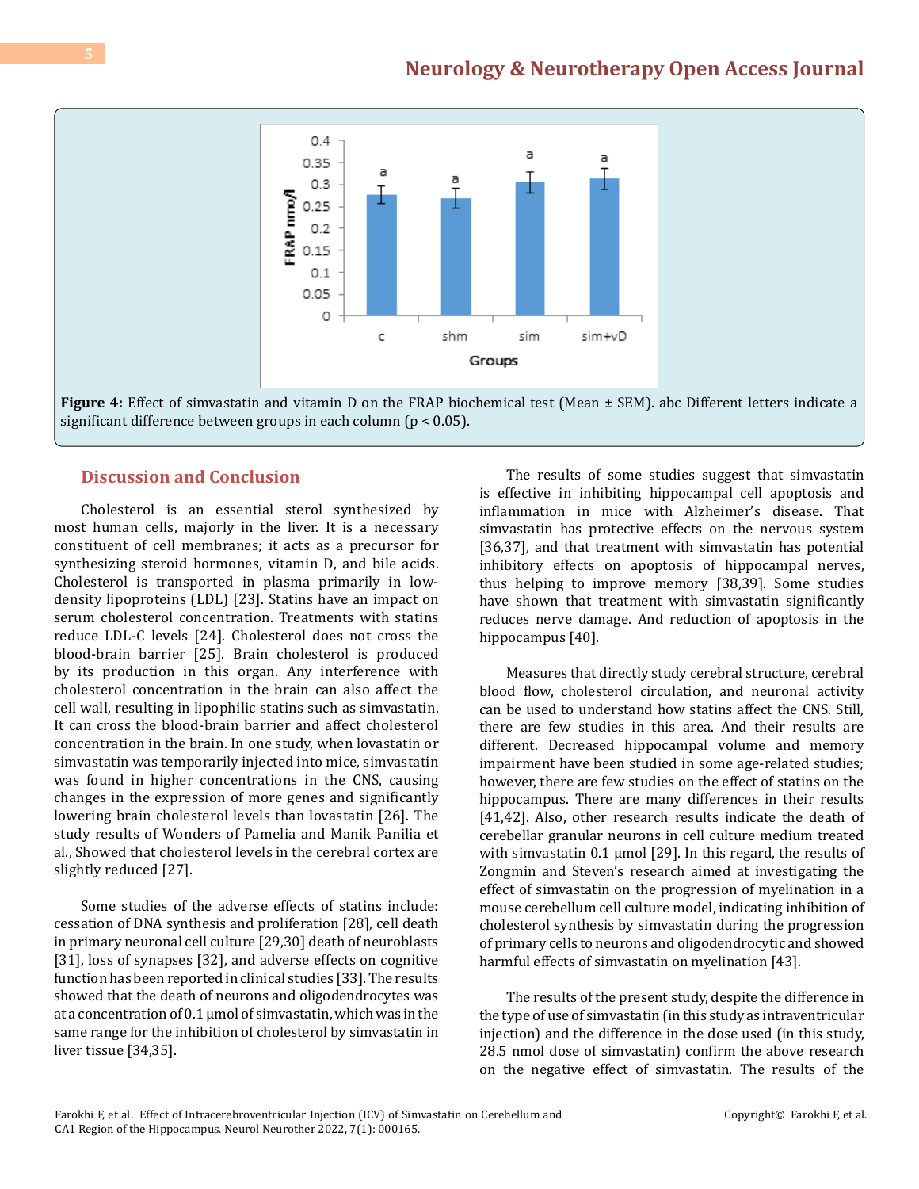Figure 4: Effect of simvastatin and vitamin D on the FRAP biochemical test (Mean ± SEM). abc Different letters indicate a significant difference between groups in each column ($p < 0.05$).

## Discussion and Conclusion

Cholesterol is an essential sterol synthesized by most human cells, majorly in the liver. It is a necessary constituent of cell membranes; it acts as a precursor for synthesizing steroid hormones, vitamin D, and bile acids. Cholesterol is transported in plasma primarily in low-density lipoproteins (LDL) [23]. Statins have an impact on serum cholesterol concentration. Treatments with statins reduce LDL-C levels [24]. Cholesterol does not cross the blood-brain barrier [25]. Brain cholesterol is produced by its production in this organ. Any interference with cholesterol concentration in the brain can also affect the cell wall, resulting in lipophilic statins such as simvastatin. It can cross the blood-brain barrier and affect cholesterol concentration in the brain. In one study, when lovastatin or simvastatin was temporarily injected into mice, simvastatin was found in higher concentrations in the CNS, causing changes in the expression of more genes and significantly lowering brain cholesterol levels than lovastatin [26]. The study results of Wonders of Pamelia and Manik Panilia et al., Showed that cholesterol levels in the cerebral cortex are slightly reduced [27].

Some studies of the adverse effects of statins include: cessation of DNA synthesis and proliferation [28], cell death in primary neuronal cell culture [29,30] death of neuroblasts [31], loss of synapses [32], and adverse effects on cognitive function has been reported in clinical studies [33]. The results showed that the death of neurons and oligodendrocytes was at a concentration of 0.1 μmol of simvastatin, which was in the same range for the inhibition of cholesterol by simvastatin in liver tissue [34,35].

The results of some studies suggest that simvastatin is effective in inhibiting hippocampal cell apoptosis and inflammation in mice with Alzheimer's disease. That simvastatin has protective effects on the nervous system [36,37], and that treatment with simvastatin has potential inhibitory effects on apoptosis of hippocampal nerves, thus helping to improve memory [38,39]. Some studies have shown that treatment with simvastatin significantly reduces nerve damage. And reduction of apoptosis in the hippocampus [40].

Measures that directly study cerebral structure, cerebral blood flow, cholesterol circulation, and neuronal activity can be used to understand how statins affect the CNS. Still, there are few studies in this area. And their results are different. Decreased hippocampal volume and memory impairment have been studied in some age-related studies; however, there are few studies on the effect of statins on the hippocampus. There are many differences in their results [41,42]. Also, other research results indicate the death of cerebellar granular neurons in cell culture medium treated with simvastatin 0.1 μmol [29]. In this regard, the results of Zongmin and Steven's research aimed at investigating the effect of simvastatin on the progression of myelination in a mouse cerebellum cell culture model, indicating inhibition of cholesterol synthesis by simvastatin during the progression of primary cells to neurons and oligodendrocytic and showed harmful effects of simvastatin on myelination [43].

The results of the present study, despite the difference in the type of use of simvastatin (in this study as intraventricular injection) and the difference in the dose used (in this study, 28.5 nmol dose of simvastatin) confirm the above research on the negative effect of simvastatin. The results of the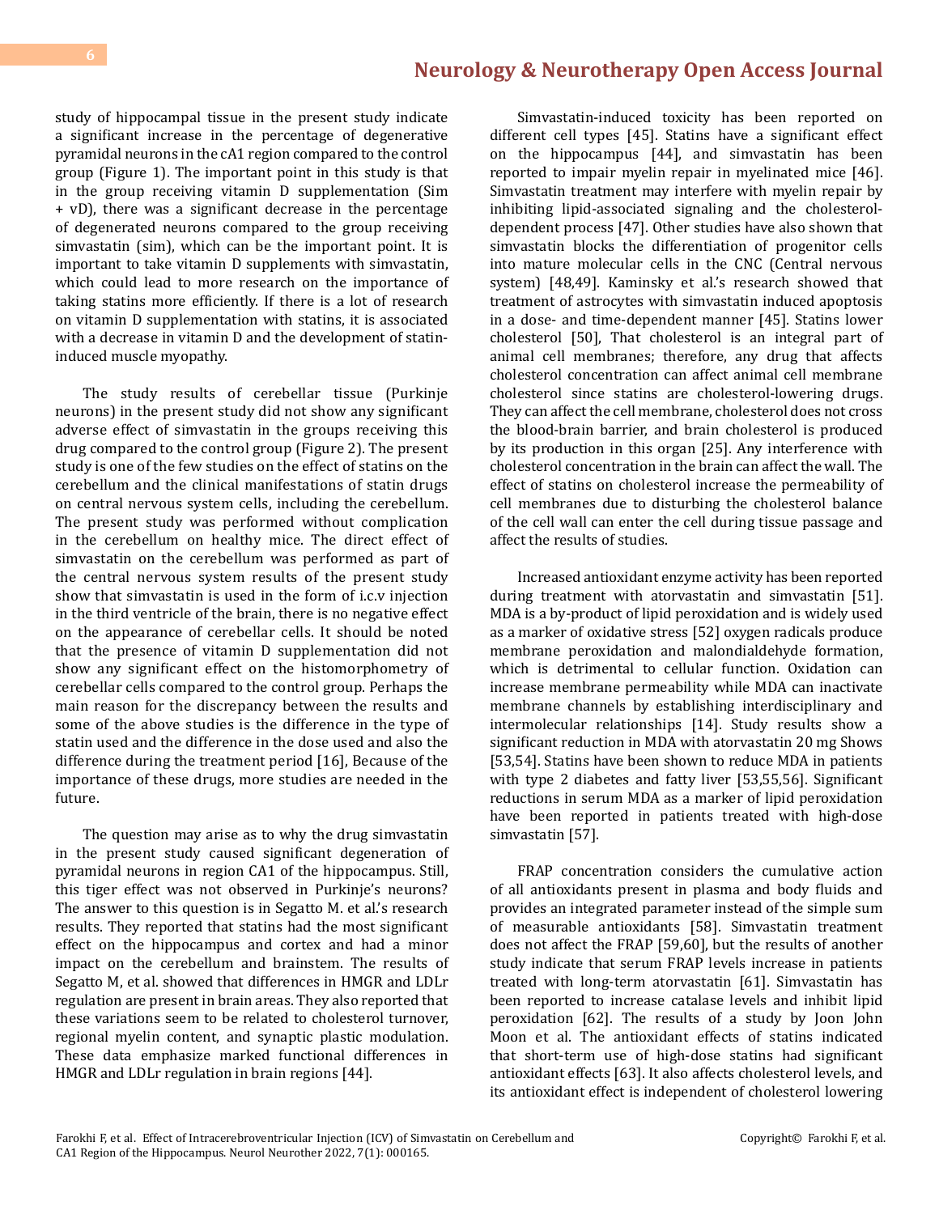study of hippocampal tissue in the present study indicate a significant increase in the percentage of degenerative pyramidal neurons in the cA1 region compared to the control group (Figure 1). The important point in this study is that in the group receiving vitamin D supplementation (Sim + vD), there was a significant decrease in the percentage of degenerated neurons compared to the group receiving simvastatin (sim), which can be the important point. It is important to take vitamin D supplements with simvastatin, which could lead to more research on the importance of taking statins more efficiently. If there is a lot of research on vitamin D supplementation with statins, it is associated with a decrease in vitamin D and the development of statin-induced muscle myopathy.

The study results of cerebellar tissue (Purkinje neurons) in the present study did not show any significant adverse effect of simvastatin in the groups receiving this drug compared to the control group (Figure 2). The present study is one of the few studies on the effect of statins on the cerebellum and the clinical manifestations of statin drugs on central nervous system cells, including the cerebellum. The present study was performed without complication in the cerebellum on healthy mice. The direct effect of simvastatin on the cerebellum was performed as part of the central nervous system results of the present study show that simvastatin is used in the form of i.c.v injection in the third ventricle of the brain, there is no negative effect on the appearance of cerebellar cells. It should be noted that the presence of vitamin D supplementation did not show any significant effect on the histomorphometry of cerebellar cells compared to the control group. Perhaps the main reason for the discrepancy between the results and some of the above studies is the difference in the type of statin used and the difference in the dose used and also the difference during the treatment period [16], Because of the importance of these drugs, more studies are needed in the future.

The question may arise as to why the drug simvastatin in the present study caused significant degeneration of pyramidal neurons in region CA1 of the hippocampus. Still, this tiger effect was not observed in Purkinje's neurons? The answer to this question is in Segatto M. et al.'s research results. They reported that statins had the most significant effect on the hippocampus and cortex and had a minor impact on the cerebellum and brainstem. The results of Segatto M, et al. showed that differences in HMGR and LDLr regulation are present in brain areas. They also reported that these variations seem to be related to cholesterol turnover, regional myelin content, and synaptic plastic modulation. These data emphasize marked functional differences in HMGR and LDLr regulation in brain regions [44].

Simvastatin-induced toxicity has been reported on different cell types [45]. Statins have a significant effect on the hippocampus [44], and simvastatin has been reported to impair myelin repair in myelinated mice [46]. Simvastatin treatment may interfere with myelin repair by inhibiting lipid-associated signaling and the cholesterol-dependent process [47]. Other studies have also shown that simvastatin blocks the differentiation of progenitor cells into mature molecular cells in the CNC (Central nervous system) [48,49]. Kaminsky et al.'s research showed that treatment of astrocytes with simvastatin induced apoptosis in a dose- and time-dependent manner [45]. Statins lower cholesterol [50], That cholesterol is an integral part of animal cell membranes; therefore, any drug that affects cholesterol concentration can affect animal cell membrane cholesterol since statins are cholesterol-lowering drugs. They can affect the cell membrane, cholesterol does not cross the blood-brain barrier, and brain cholesterol is produced by its production in this organ [25]. Any interference with cholesterol concentration in the brain can affect the wall. The effect of statins on cholesterol increase the permeability of cell membranes due to disturbing the cholesterol balance of the cell wall can enter the cell during tissue passage and affect the results of studies.

Increased antioxidant enzyme activity has been reported during treatment with atorvastatin and simvastatin [51]. MDA is a by-product of lipid peroxidation and is widely used as a marker of oxidative stress [52] oxygen radicals produce membrane peroxidation and malondialdehyde formation, which is detrimental to cellular function. Oxidation can increase membrane permeability while MDA can inactivate membrane channels by establishing interdisciplinary and intermolecular relationships [14]. Study results show a significant reduction in MDA with atorvastatin 20 mg Shows [53,54]. Statins have been shown to reduce MDA in patients with type 2 diabetes and fatty liver [53,55,56]. Significant reductions in serum MDA as a marker of lipid peroxidation have been reported in patients treated with high-dose simvastatin [57].

FRAP concentration considers the cumulative action of all antioxidants present in plasma and body fluids and provides an integrated parameter instead of the simple sum of measurable antioxidants [58]. Simvastatin treatment does not affect the FRAP [59,60], but the results of another study indicate that serum FRAP levels increase in patients treated with long-term atorvastatin [61]. Simvastatin has been reported to increase catalase levels and inhibit lipid peroxidation [62]. The results of a study by Joon John Moon et al. The antioxidant effects of statins indicated that short-term use of high-dose statins had significant antioxidant effects [63]. It also affects cholesterol levels, and its antioxidant effect is independent of cholesterol lowering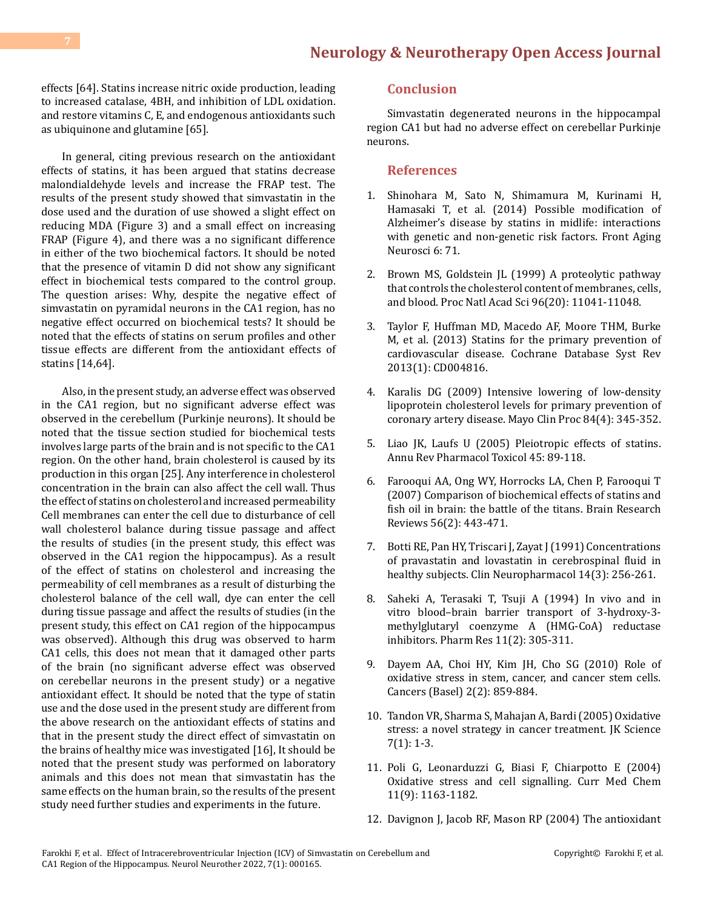effects [64]. Statins increase nitric oxide production, leading to increased catalase, 4BH, and inhibition of LDL oxidation. and restore vitamins C, E, and endogenous antioxidants such as ubiquinone and glutamine [65].

In general, citing previous research on the antioxidant effects of statins, it has been argued that statins decrease malondialdehyde levels and increase the FRAP test. The results of the present study showed that simvastatin in the dose used and the duration of use showed a slight effect on reducing MDA (Figure 3) and a small effect on increasing FRAP (Figure 4), and there was a no significant difference in either of the two biochemical factors. It should be noted that the presence of vitamin D did not show any significant effect in biochemical tests compared to the control group. The question arises: Why, despite the negative effect of simvastatin on pyramidal neurons in the CA1 region, has no negative effect occurred on biochemical tests? It should be noted that the effects of statins on serum profiles and other tissue effects are different from the antioxidant effects of statins [14,64].

Also, in the present study, an adverse effect was observed in the CA1 region, but no significant adverse effect was observed in the cerebellum (Purkinje neurons). It should be noted that the tissue section studied for biochemical tests involves large parts of the brain and is not specific to the CA1 region. On the other hand, brain cholesterol is caused by its production in this organ [25]. Any interference in cholesterol concentration in the brain can also affect the cell wall. Thus the effect of statins on cholesterol and increased permeability Cell membranes can enter the cell due to disturbance of cell wall cholesterol balance during tissue passage and affect the results of studies (in the present study, this effect was observed in the CA1 region the hippocampus). As a result of the effect of statins on cholesterol and increasing the permeability of cell membranes as a result of disturbing the cholesterol balance of the cell wall, dye can enter the cell during tissue passage and affect the results of studies (in the present study, this effect on CA1 region of the hippocampus was observed). Although this drug was observed to harm CA1 cells, this does not mean that it damaged other parts of the brain (no significant adverse effect was observed on cerebellar neurons in the present study) or a negative antioxidant effect. It should be noted that the type of statin use and the dose used in the present study are different from the above research on the antioxidant effects of statins and that in the present study the direct effect of simvastatin on the brains of healthy mice was investigated [16], It should be noted that the present study was performed on laboratory animals and this does not mean that simvastatin has the same effects on the human brain, so the results of the present study need further studies and experiments in the future.

## Conclusion

Simvastatin degenerated neurons in the hippocampal region CA1 but had no adverse effect on cerebellar Purkinje neurons.

## References

1. Shinohara M, Sato N, Shimamura M, Kurinami H, Hamasaki T, et al. (2014) Possible modification of Alzheimer's disease by statins in midlife: interactions with genetic and non-genetic risk factors. Front Aging Neurosci 6: 71.
2. Brown MS, Goldstein JL (1999) A proteolytic pathway that controls the cholesterol content of membranes, cells, and blood. Proc Natl Acad Sci 96(20): 11041-11048.
3. Taylor F, Huffman MD, Macedo AF, Moore THM, Burke M, et al. (2013) Statins for the primary prevention of cardiovascular disease. Cochrane Database Syst Rev 2013(1): CD004816.
4. Karalis DG (2009) Intensive lowering of low-density lipoprotein cholesterol levels for primary prevention of coronary artery disease. Mayo Clin Proc 84(4): 345-352.
5. Liao JK, Laufs U (2005) Pleiotropic effects of statins. Annu Rev Pharmacol Toxicol 45: 89-118.
6. Farooqui AA, Ong WY, Horrocks LA, Chen P, Farooqui T (2007) Comparison of biochemical effects of statins and fish oil in brain: the battle of the titans. Brain Research Reviews 56(2): 443-471.
7. Botti RE, Pan HY, Triscari J, Zayat J (1991) Concentrations of pravastatin and lovastatin in cerebrospinal fluid in healthy subjects. Clin Neuropharmacol 14(3): 256-261.
8. Saheki A, Terasaki T, Tsuji A (1994) In vivo and in vitro blood–brain barrier transport of 3-hydroxy-3-methylglutaryl coenzyme A (HMG-CoA) reductase inhibitors. Pharm Res 11(2): 305-311.
9. Dayem AA, Choi HY, Kim JH, Cho SG (2010) Role of oxidative stress in stem, cancer, and cancer stem cells. Cancers (Basel) 2(2): 859-884.
10. Tandon VR, Sharma S, Mahajan A, Bardi (2005) Oxidative stress: a novel strategy in cancer treatment. JK Science 7(1): 1-3.
11. Poli G, Leonarduzzi G, Biasi F, Chiarpotto E (2004) Oxidative stress and cell signalling. Curr Med Chem 11(9): 1163-1182.
12. Davignon J, Jacob RF, Mason RP (2004) The antioxidant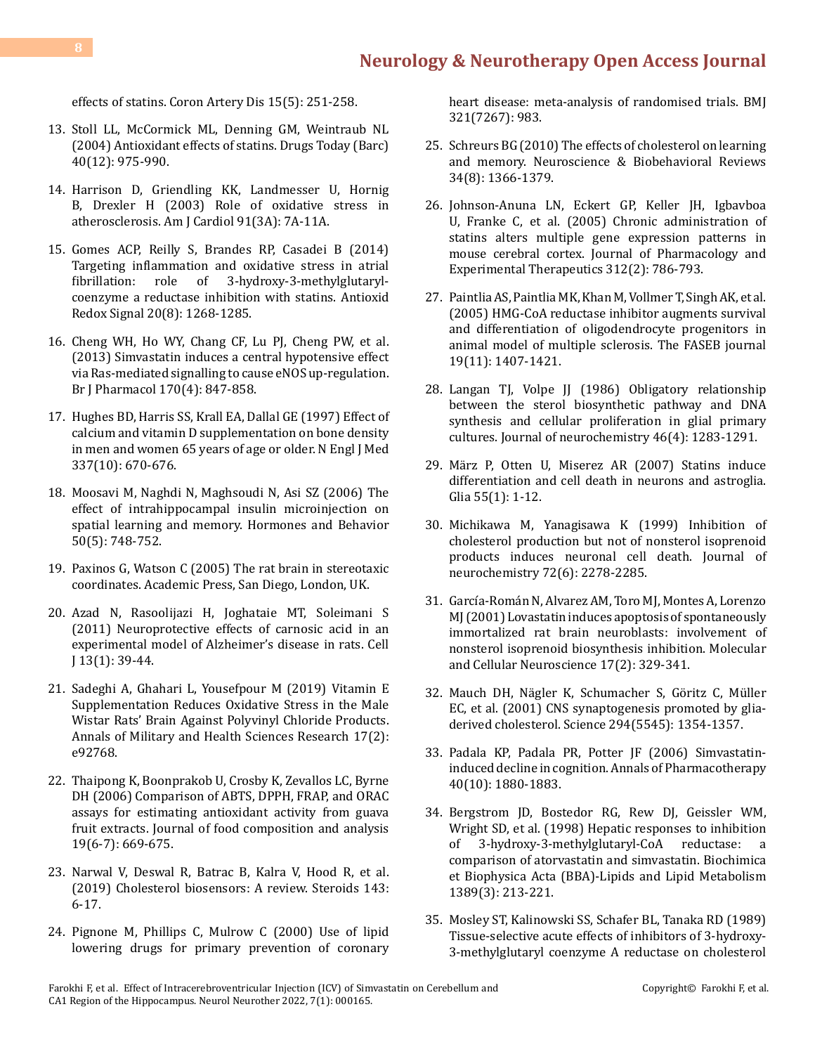effects of statins. Coron Artery Dis 15(5): 251-258.

13. Stoll LL, McCormick ML, Denning GM, Weintraub NL (2004) Antioxidant effects of statins. Drugs Today (Barc) 40(12): 975-990.

14. Harrison D, Griendling KK, Landmesser U, Hornig B, Drexler H (2003) Role of oxidative stress in atherosclerosis. Am J Cardiol 91(3A): 7A-11A.

15. Gomes ACP, Reilly S, Brandes RP, Casadei B (2014) Targeting inflammation and oxidative stress in atrial fibrillation: role of 3-hydroxy-3-methylglutaryl-coenzyme a reductase inhibition with statins. Antioxid Redox Signal 20(8): 1268-1285.

16. Cheng WH, Ho WY, Chang CF, Lu PJ, Cheng PW, et al. (2013) Simvastatin induces a central hypotensive effect via Ras-mediated signalling to cause eNOS up-regulation. Br J Pharmacol 170(4): 847-858.

17. Hughes BD, Harris SS, Krall EA, Dallal GE (1997) Effect of calcium and vitamin D supplementation on bone density in men and women 65 years of age or older. N Engl J Med 337(10): 670-676.

18. Moosavi M, Naghdi N, Maghsoudi N, Asi SZ (2006) The effect of intrahippocampal insulin microinjection on spatial learning and memory. Hormones and Behavior 50(5): 748-752.

19. Paxinos G, Watson C (2005) The rat brain in stereotaxic coordinates. Academic Press, San Diego, London, UK.

20. Azad N, Rasoolijazi H, Joghataie MT, Soleimani S (2011) Neuroprotective effects of carnosic acid in an experimental model of Alzheimer's disease in rats. Cell J 13(1): 39-44.

21. Sadeghi A, Ghahari L, Yousefpour M (2019) Vitamin E Supplementation Reduces Oxidative Stress in the Male Wistar Rats' Brain Against Polyvinyl Chloride Products. Annals of Military and Health Sciences Research 17(2): e92768.

22. Thaipong K, Boonprakob U, Crosby K, Zevallos LC, Byrne DH (2006) Comparison of ABTS, DPPH, FRAP, and ORAC assays for estimating antioxidant activity from guava fruit extracts. Journal of food composition and analysis 19(6-7): 669-675.

23. Narwal V, Deswal R, Batrac B, Kalra V, Hood R, et al. (2019) Cholesterol biosensors: A review. Steroids 143: 6-17.

24. Pignone M, Phillips C, Mulrow C (2000) Use of lipid lowering drugs for primary prevention of coronary heart disease: meta-analysis of randomised trials. BMJ 321(7267): 983.

25. Schreurs BG (2010) The effects of cholesterol on learning and memory. Neuroscience & Biobehavioral Reviews 34(8): 1366-1379.

26. Johnson-Anuna LN, Eckert GP, Keller JH, Igbavboa U, Franke C, et al. (2005) Chronic administration of statins alters multiple gene expression patterns in mouse cerebral cortex. Journal of Pharmacology and Experimental Therapeutics 312(2): 786-793.

27. Paintlia AS, Paintlia MK, Khan M, Vollmer T, Singh AK, et al. (2005) HMG-CoA reductase inhibitor augments survival and differentiation of oligodendrocyte progenitors in animal model of multiple sclerosis. The FASEB journal 19(11): 1407-1421.

28. Langan TJ, Volpe JJ (1986) Obligatory relationship between the sterol biosynthetic pathway and DNA synthesis and cellular proliferation in glial primary cultures. Journal of neurochemistry 46(4): 1283-1291.

29. März P, Otten U, Miserez AR (2007) Statins induce differentiation and cell death in neurons and astroglia. Glia 55(1): 1-12.

30. Michikawa M, Yanagisawa K (1999) Inhibition of cholesterol production but not of nonsterol isoprenoid products induces neuronal cell death. Journal of neurochemistry 72(6): 2278-2285.

31. García-Román N, Alvarez AM, Toro MJ, Montes A, Lorenzo MJ (2001) Lovastatin induces apoptosis of spontaneously immortalized rat brain neuroblasts: involvement of nonsterol isoprenoid biosynthesis inhibition. Molecular and Cellular Neuroscience 17(2): 329-341.

32. Mauch DH, Nägler K, Schumacher S, Göritz C, Müller EC, et al. (2001) CNS synaptogenesis promoted by glia-derived cholesterol. Science 294(5545): 1354-1357.

33. Padala KP, Padala PR, Potter JF (2006) Simvastatin-induced decline in cognition. Annals of Pharmacotherapy 40(10): 1880-1883.

34. Bergstrom JD, Bostedor RG, Rew DJ, Geissler WM, Wright SD, et al. (1998) Hepatic responses to inhibition of 3-hydroxy-3-methylglutaryl-CoA reductase: a comparison of atorvastatin and simvastatin. Biochimica et Biophysica Acta (BBA)-Lipids and Lipid Metabolism 1389(3): 213-221.

35. Mosley ST, Kalinowski SS, Schafer BL, Tanaka RD (1989) Tissue-selective acute effects of inhibitors of 3-hydroxy-3-methylglutaryl coenzyme A reductase on cholesterol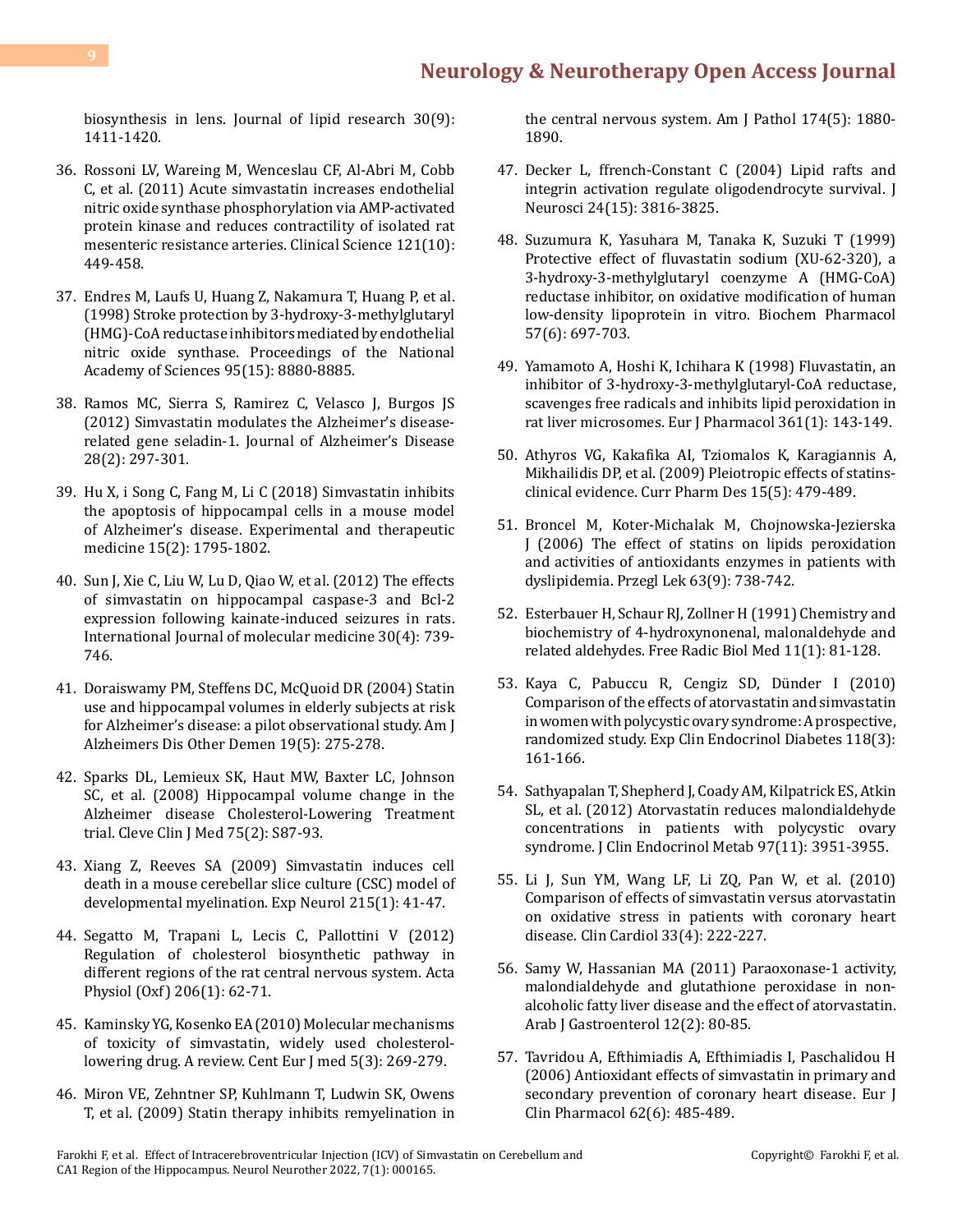biosynthesis in lens. Journal of lipid research 30(9): 1411-1420.

36. Rossoni LV, Wareing M, Wenceslau CF, Al-Abri M, Cobb C, et al. (2011) Acute simvastatin increases endothelial nitric oxide synthase phosphorylation via AMP-activated protein kinase and reduces contractility of isolated rat mesenteric resistance arteries. Clinical Science 121(10): 449-458.

37. Endres M, Laufs U, Huang Z, Nakamura T, Huang P, et al. (1998) Stroke protection by 3-hydroxy-3-methylglutaryl (HMG)-CoA reductase inhibitors mediated by endothelial nitric oxide synthase. Proceedings of the National Academy of Sciences 95(15): 8880-8885.

38. Ramos MC, Sierra S, Ramirez C, Velasco J, Burgos JS (2012) Simvastatin modulates the Alzheimer's disease-related gene seladin-1. Journal of Alzheimer's Disease 28(2): 297-301.

39. Hu X, i Song C, Fang M, Li C (2018) Simvastatin inhibits the apoptosis of hippocampal cells in a mouse model of Alzheimer's disease. Experimental and therapeutic medicine 15(2): 1795-1802.

40. Sun J, Xie C, Liu W, Lu D, Qiao W, et al. (2012) The effects of simvastatin on hippocampal caspase-3 and Bcl-2 expression following kainate-induced seizures in rats. International Journal of molecular medicine 30(4): 739-746.

41. Doraiswamy PM, Steffens DC, McQuoid DR (2004) Statin use and hippocampal volumes in elderly subjects at risk for Alzheimer's disease: a pilot observational study. Am J Alzheimers Dis Other Demen 19(5): 275-278.

42. Sparks DL, Lemieux SK, Haut MW, Baxter LC, Johnson SC, et al. (2008) Hippocampal volume change in the Alzheimer disease Cholesterol-Lowering Treatment trial. Cleve Clin J Med 75(2): S87-93.

43. Xiang Z, Reeves SA (2009) Simvastatin induces cell death in a mouse cerebellar slice culture (CSC) model of developmental myelination. Exp Neurol 215(1): 41-47.

44. Segatto M, Trapani L, Lecis C, Pallottini V (2012) Regulation of cholesterol biosynthetic pathway in different regions of the rat central nervous system. Acta Physiol (Oxf) 206(1): 62-71.

45. Kaminsky YG, Kosenko EA (2010) Molecular mechanisms of toxicity of simvastatin, widely used cholesterol-lowering drug. A review. Cent Eur J med 5(3): 269-279.

46. Miron VE, Zehntner SP, Kuhlmann T, Ludwin SK, Owens T, et al. (2009) Statin therapy inhibits remyelination in the central nervous system. Am J Pathol 174(5): 1880-1890.

47. Decker L, ffrench-Constant C (2004) Lipid rafts and integrin activation regulate oligodendrocyte survival. J Neurosci 24(15): 3816-3825.

48. Suzumura K, Yasuhara M, Tanaka K, Suzuki T (1999) Protective effect of fluvastatin sodium (XU-62-320), a 3-hydroxy-3-methylglutaryl coenzyme A (HMG-CoA) reductase inhibitor, on oxidative modification of human low-density lipoprotein in vitro. Biochem Pharmacol 57(6): 697-703.

49. Yamamoto A, Hoshi K, Ichihara K (1998) Fluvastatin, an inhibitor of 3-hydroxy-3-methylglutaryl-CoA reductase, scavenges free radicals and inhibits lipid peroxidation in rat liver microsomes. Eur J Pharmacol 361(1): 143-149.

50. Athyros VG, Kakafika AI, Tziomalos K, Karagiannis A, Mikhailidis DP, et al. (2009) Pleiotropic effects of statins-clinical evidence. Curr Pharm Des 15(5): 479-489.

51. Broncel M, Koter-Michalak M, Chojnowska-Jezierska J (2006) The effect of statins on lipids peroxidation and activities of antioxidants enzymes in patients with dyslipidemia. Przegl Lek 63(9): 738-742.

52. Esterbauer H, Schaur RJ, Zollner H (1991) Chemistry and biochemistry of 4-hydroxynonenal, malonaldehyde and related aldehydes. Free Radic Biol Med 11(1): 81-128.

53. Kaya C, Pabuccu R, Cengiz SD, Dünder I (2010) Comparison of the effects of atorvastatin and simvastatin in women with polycystic ovary syndrome: A prospective, randomized study. Exp Clin Endocrinol Diabetes 118(3): 161-166.

54. Sathyapalan T, Shepherd J, Coady AM, Kilpatrick ES, Atkin SL, et al. (2012) Atorvastatin reduces malondialdehyde concentrations in patients with polycystic ovary syndrome. J Clin Endocrinol Metab 97(11): 3951-3955.

55. Li J, Sun YM, Wang LF, Li ZQ, Pan W, et al. (2010) Comparison of effects of simvastatin versus atorvastatin on oxidative stress in patients with coronary heart disease. Clin Cardiol 33(4): 222-227.

56. Samy W, Hassanian MA (2011) Paraoxonase-1 activity, malondialdehyde and glutathione peroxidase in non-alcoholic fatty liver disease and the effect of atorvastatin. Arab J Gastroenterol 12(2): 80-85.

57. Tavridou A, Efthimiadis A, Efthimiadis I, Paschalidou H (2006) Antioxidant effects of simvastatin in primary and secondary prevention of coronary heart disease. Eur J Clin Pharmacol 62(6): 485-489.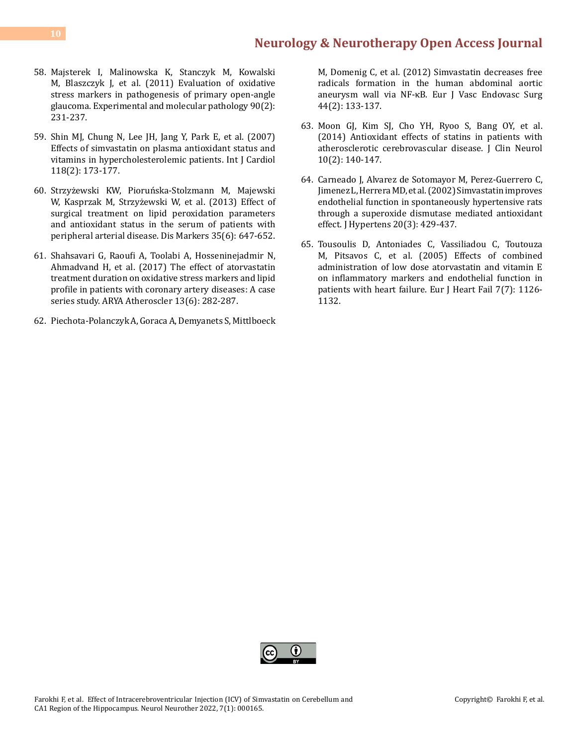58. Majsterek I, Malinowska K, Stanczyk M, Kowalski M, Blaszczyk J, et al. (2011) Evaluation of oxidative stress markers in pathogenesis of primary open-angle glaucoma. Experimental and molecular pathology 90(2): 231-237.

59. Shin MJ, Chung N, Lee JH, Jang Y, Park E, et al. (2007) Effects of simvastatin on plasma antioxidant status and vitamins in hypercholesterolemic patients. Int J Cardiol 118(2): 173-177.

60. Strzyżewski KW, Pioruńska-Stolzmann M, Majewski W, Kasprzak M, Strzyżewski W, et al. (2013) Effect of surgical treatment on lipid peroxidation parameters and antioxidant status in the serum of patients with peripheral arterial disease. Dis Markers 35(6): 647-652.

61. Shahsavari G, Raoufi A, Toolabi A, Hosseninejadmir N, Ahmadvand H, et al. (2017) The effect of atorvastatin treatment duration on oxidative stress markers and lipid profile in patients with coronary artery diseases: A case series study. ARYA Atheroscler 13(6): 282-287.

62. Piechota-Polanczyk A, Goraca A, Demyanets S, Mittlboeck M, Domenig C, et al. (2012) Simvastatin decreases free radicals formation in the human abdominal aortic aneurysm wall via NF-κB. Eur J Vasc Endovasc Surg 44(2): 133-137.

63. Moon GJ, Kim SJ, Cho YH, Ryoo S, Bang OY, et al. (2014) Antioxidant effects of statins in patients with atherosclerotic cerebrovascular disease. J Clin Neurol 10(2): 140-147.

64. Carneado J, Alvarez de Sotomayor M, Perez-Guerrero C, Jimenez L, Herrera MD, et al. (2002) Simvastatin improves endothelial function in spontaneously hypertensive rats through a superoxide dismutase mediated antioxidant effect. J Hypertens 20(3): 429-437.

65. Tousoulis D, Antoniades C, Vassiliadou C, Toutouza M, Pitsavos C, et al. (2005) Effects of combined administration of low dose atorvastatin and vitamin E on inflammatory markers and endothelial function in patients with heart failure. Eur J Heart Fail 7(7): 1126-1132.